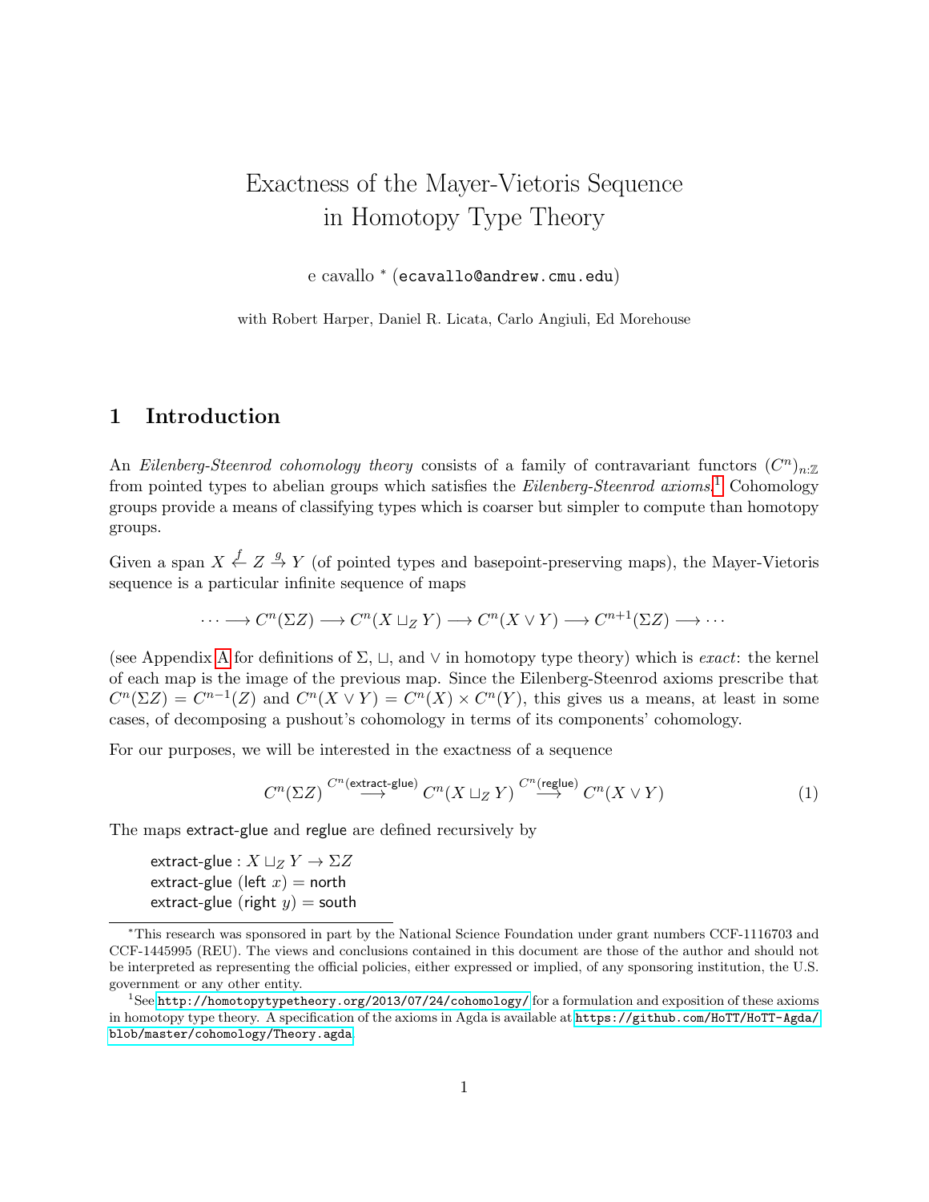# Exactness of the Mayer-Vietoris Sequence in Homotopy Type Theory

e cavallo * (`ecavallo@andrew.cmu.edu`)

with Robert Harper, Daniel R. Licata, Carlo Angiuli, Ed Morehouse

## 1 Introduction

An *Eilenberg-Steenrod cohomology theory* consists of a family of contravariant functors $(C^n)_{n:\mathbb{Z}}$ from pointed types to abelian groups which satisfies the *Eilenberg-Steenrod axioms*.[1] Cohomology groups provide a means of classifying types which is coarser but simpler to compute than homotopy groups.

Given a span $X \overset{f}{\leftarrow} Z \overset{g}{\rightarrow} Y$ (of pointed types and basepoint-preserving maps), the Mayer-Vietoris sequence is a particular infinite sequence of maps

$$\cdots \longrightarrow C^n(\Sigma Z) \longrightarrow C^n(X \sqcup_Z Y) \longrightarrow C^n(X \vee Y) \longrightarrow C^{n+1}(\Sigma Z) \longrightarrow \cdots$$

(see Appendix A for definitions of $\Sigma$, $\sqcup$, and $\vee$ in homotopy type theory) which is *exact*: the kernel of each map is the image of the previous map. Since the Eilenberg-Steenrod axioms prescribe that $C^n(\Sigma Z) = C^{n-1}(Z)$ and $C^n(X \vee Y) = C^n(X) \times C^n(Y)$, this gives us a means, at least in some cases, of decomposing a pushout's cohomology in terms of its components' cohomology.

For our purposes, we will be interested in the exactness of a sequence

$$C^n(\Sigma Z) \overset{C^n(\mathsf{extract\text{-}glue})}{\longrightarrow} C^n(X \sqcup_Z Y) \overset{C^n(\mathsf{reglue})}{\longrightarrow} C^n(X \vee Y) \tag{1}$$

The maps extract-glue and reglue are defined recursively by

> $\mathsf{extract\text{-}glue} : X \sqcup_Z Y \to \Sigma Z$
> $\mathsf{extract\text{-}glue}\ (\mathsf{left}\ x) = \mathsf{north}$
> $\mathsf{extract\text{-}glue}\ (\mathsf{right}\ y) = \mathsf{south}$

---

*This research was sponsored in part by the National Science Foundation under grant numbers CCF-1116703 and CCF-1445995 (REU). The views and conclusions contained in this document are those of the author and should not be interpreted as representing the official policies, either expressed or implied, of any sponsoring institution, the U.S. government or any other entity.

[1] See http://homotopytypetheory.org/2013/07/24/cohomology/ for a formulation and exposition of these axioms in homotopy type theory. A specification of the axioms in Agda is available at https://github.com/HoTT/HoTT-Agda/blob/master/cohomology/Theory.agda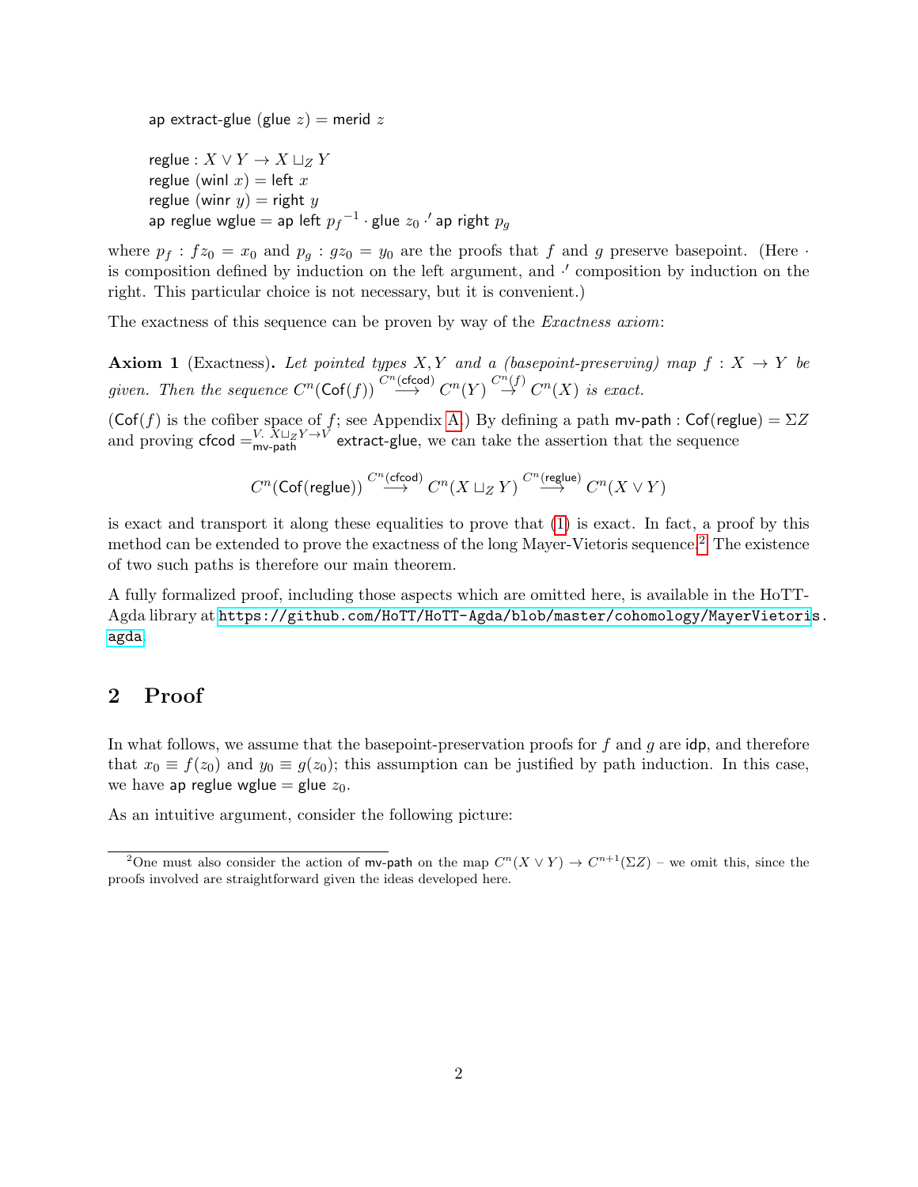$\mathsf{ap}\ \mathsf{extract\text{-}glue}\ (\mathsf{glue}\ z) = \mathsf{merid}\ z$

$\mathsf{reglue} : X \vee Y \to X \sqcup_Z Y$
$\mathsf{reglue}\ (\mathsf{winl}\ x) = \mathsf{left}\ x$
$\mathsf{reglue}\ (\mathsf{winr}\ y) = \mathsf{right}\ y$
$\mathsf{ap}\ \mathsf{reglue}\ \mathsf{wglue} = \mathsf{ap}\ \mathsf{left}\ {p_f}^{-1} \cdot \mathsf{glue}\ z_0 \cdot' \mathsf{ap}\ \mathsf{right}\ p_g$

where $p_f : fz_0 = x_0$ and $p_g : gz_0 = y_0$ are the proofs that $f$ and $g$ preserve basepoint. (Here $\cdot$ is composition defined by induction on the left argument, and $\cdot'$ composition by induction on the right. This particular choice is not necessary, but it is convenient.)

The exactness of this sequence can be proven by way of the *Exactness axiom*:

**Axiom 1** (Exactness). *Let pointed types $X, Y$ and a (basepoint-preserving) map $f : X \to Y$ be given. Then the sequence $C^n(\mathsf{Cof}(f)) \overset{C^n(\mathsf{cfcod})}{\longrightarrow} C^n(Y) \overset{C^n(f)}{\to} C^n(X)$ is exact.*

($\mathsf{Cof}(f)$ is the cofiber space of $f$; see Appendix A.) By defining a path $\mathsf{mv\text{-}path} : \mathsf{Cof}(\mathsf{reglue}) = \Sigma Z$ and proving $\mathsf{cfcod} =^{V.\ X \sqcup_Z Y \to V}_{\mathsf{mv\text{-}path}} \mathsf{extract\text{-}glue}$, we can take the assertion that the sequence

$$C^n(\mathsf{Cof}(\mathsf{reglue})) \overset{C^n(\mathsf{cfcod})}{\longrightarrow} C^n(X \sqcup_Z Y) \overset{C^n(\mathsf{reglue})}{\longrightarrow} C^n(X \vee Y)$$

is exact and transport it along these equalities to prove that (1) is exact. In fact, a proof by this method can be extended to prove the exactness of the long Mayer-Vietoris sequence.[2] The existence of two such paths is therefore our main theorem.

A fully formalized proof, including those aspects which are omitted here, is available in the HoTT-Agda library at `https://github.com/HoTT/HoTT-Agda/blob/master/cohomology/MayerVietoris.agda`.

## 2 Proof

In what follows, we assume that the basepoint-preservation proofs for $f$ and $g$ are $\mathsf{idp}$, and therefore that $x_0 \equiv f(z_0)$ and $y_0 \equiv g(z_0)$; this assumption can be justified by path induction. In this case, we have $\mathsf{ap}\ \mathsf{reglue}\ \mathsf{wglue} = \mathsf{glue}\ z_0$.

As an intuitive argument, consider the following picture:

[2] One must also consider the action of $\mathsf{mv\text{-}path}$ on the map $C^n(X \vee Y) \to C^{n+1}(\Sigma Z)$ – we omit this, since the proofs involved are straightforward given the ideas developed here.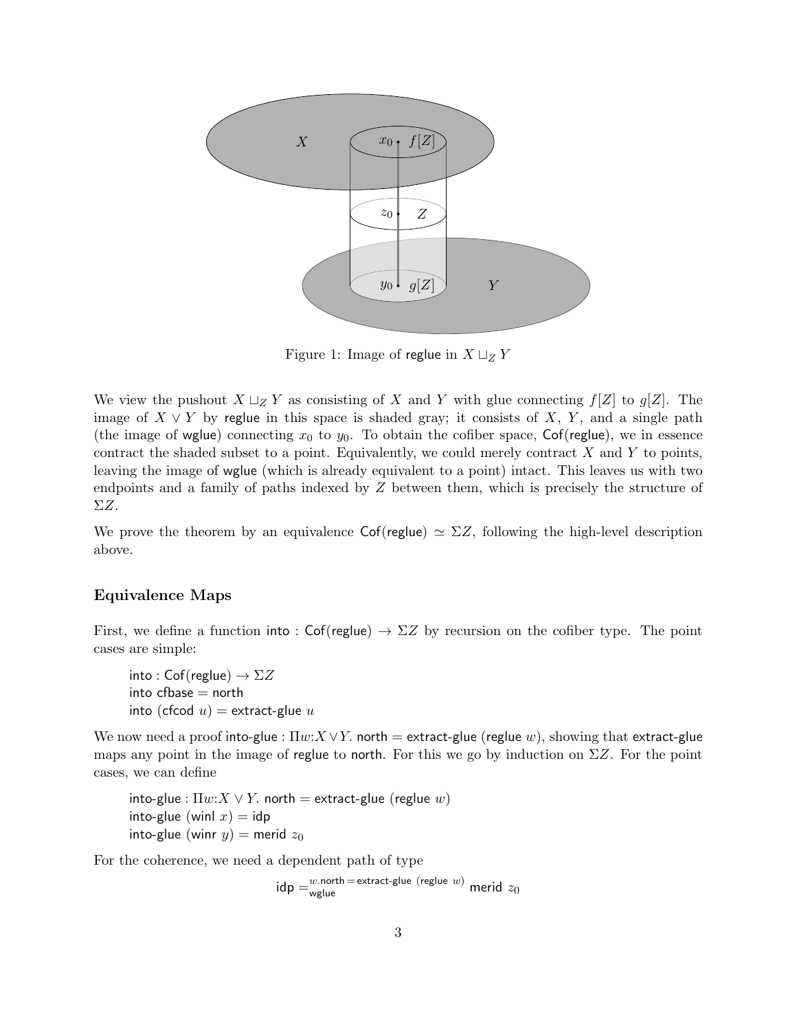Figure 1: Image of reglue in $X \sqcup_Z Y$

We view the pushout $X \sqcup_Z Y$ as consisting of $X$ and $Y$ with glue connecting $f[Z]$ to $g[Z]$. The image of $X \vee Y$ by reglue in this space is shaded gray; it consists of $X$, $Y$, and a single path (the image of wglue) connecting $x_0$ to $y_0$. To obtain the cofiber space, Cof(reglue), we in essence contract the shaded subset to a point. Equivalently, we could merely contract $X$ and $Y$ to points, leaving the image of wglue (which is already equivalent to a point) intact. This leaves us with two endpoints and a family of paths indexed by $Z$ between them, which is precisely the structure of $\Sigma Z$.

We prove the theorem by an equivalence $\mathsf{Cof}(\mathsf{reglue}) \simeq \Sigma Z$, following the high-level description above.

### Equivalence Maps

First, we define a function into : Cof(reglue) $\to \Sigma Z$ by recursion on the cofiber type. The point cases are simple:

> into : Cof(reglue) $\to \Sigma Z$
> into cfbase = north
> into (cfcod $u$) = extract-glue $u$

We now need a proof into-glue : $\Pi w{:}X \vee Y$. north = extract-glue (reglue $w$), showing that extract-glue maps any point in the image of reglue to north. For this we go by induction on $\Sigma Z$. For the point cases, we can define

> into-glue : $\Pi w{:}X \vee Y$. north = extract-glue (reglue $w$)
> into-glue (winl $x$) = idp
> into-glue (winr $y$) = merid $z_0$

For the coherence, we need a dependent path of type

$$\mathsf{idp} =_{\mathsf{wglue}}^{w.\mathsf{north} = \mathsf{extract\text{-}glue}\ (\mathsf{reglue}\ w)} \mathsf{merid}\ z_0$$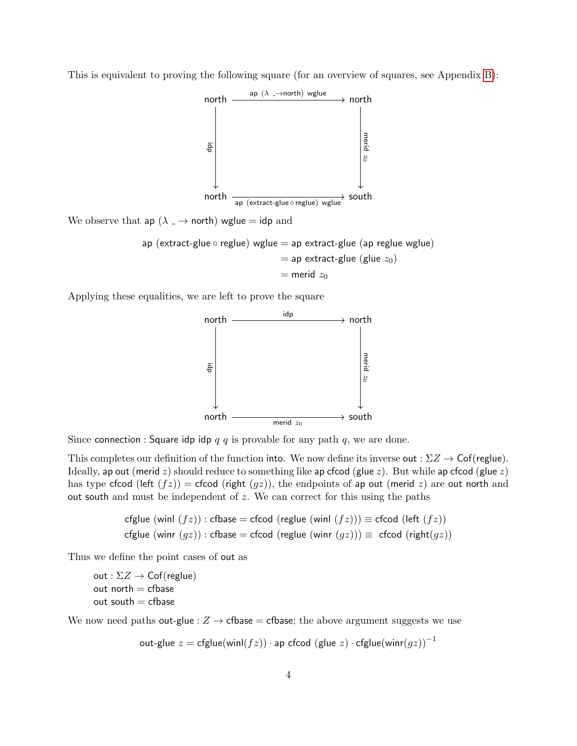This is equivalent to proving the following square (for an overview of squares, see Appendix B):

$$\begin{array}{ccc}
\mathsf{north} & \xrightarrow{\mathsf{ap}\ (\lambda\ \_ \to \mathsf{north})\ \mathsf{wglue}} & \mathsf{north} \\
\Big\downarrow{\mathsf{idp}} & & \Big\downarrow{\mathsf{merid}\ z_0} \\
\mathsf{north} & \xrightarrow[\mathsf{ap}\ (\mathsf{extract\text{-}glue} \circ \mathsf{reglue})\ \mathsf{wglue}]{} & \mathsf{south}
\end{array}$$

We observe that ap $(\lambda\ \_ \to$ north$)$ wglue $=$ idp and

$$\begin{aligned}
\mathsf{ap}\ (\mathsf{extract\text{-}glue} \circ \mathsf{reglue})\ \mathsf{wglue} &= \mathsf{ap}\ \mathsf{extract\text{-}glue}\ (\mathsf{ap}\ \mathsf{reglue}\ \mathsf{wglue}) \\
&= \mathsf{ap}\ \mathsf{extract\text{-}glue}\ (\mathsf{glue}\ z_0) \\
&= \mathsf{merid}\ z_0
\end{aligned}$$

Applying these equalities, we are left to prove the square

$$\begin{array}{ccc}
\mathsf{north} & \xrightarrow{\mathsf{idp}} & \mathsf{north} \\
\Big\downarrow{\mathsf{idp}} & & \Big\downarrow{\mathsf{merid}\ z_0} \\
\mathsf{north} & \xrightarrow[\mathsf{merid}\ z_0]{} & \mathsf{south}
\end{array}$$

Since connection : Square idp idp $q$ $q$ is provable for any path $q$, we are done.

This completes our definition of the function into. We now define its inverse out : $\Sigma Z \to$ Cof(reglue). Ideally, ap out (merid $z$) should reduce to something like ap cfcod (glue $z$). But while ap cfcod (glue $z$) has type cfcod (left $(f z)$) $=$ cfcod (right $(g z)$), the endpoints of ap out (merid $z$) are out north and out south and must be independent of $z$. We can correct for this using the paths

$$\begin{aligned}
\mathsf{cfglue}\ (\mathsf{winl}\ (f z)) &: \mathsf{cfbase} = \mathsf{cfcod}\ (\mathsf{reglue}\ (\mathsf{winl}\ (f z))) \equiv \mathsf{cfcod}\ (\mathsf{left}\ (f z)) \\
\mathsf{cfglue}\ (\mathsf{winr}\ (g z)) &: \mathsf{cfbase} = \mathsf{cfcod}\ (\mathsf{reglue}\ (\mathsf{winr}\ (g z))) \equiv\ \mathsf{cfcod}\ (\mathsf{right}(g z))
\end{aligned}$$

Thus we define the point cases of out as

out : $\Sigma Z \to$ Cof(reglue)
out north = cfbase
out south = cfbase

We now need paths out-glue : $Z \to$ cfbase = cfbase; the above argument suggests we use

$$\mathsf{out\text{-}glue}\ z = \mathsf{cfglue}(\mathsf{winl}(f z)) \cdot \mathsf{ap}\ \mathsf{cfcod}\ (\mathsf{glue}\ z) \cdot \mathsf{cfglue}(\mathsf{winr}(g z))^{-1}$$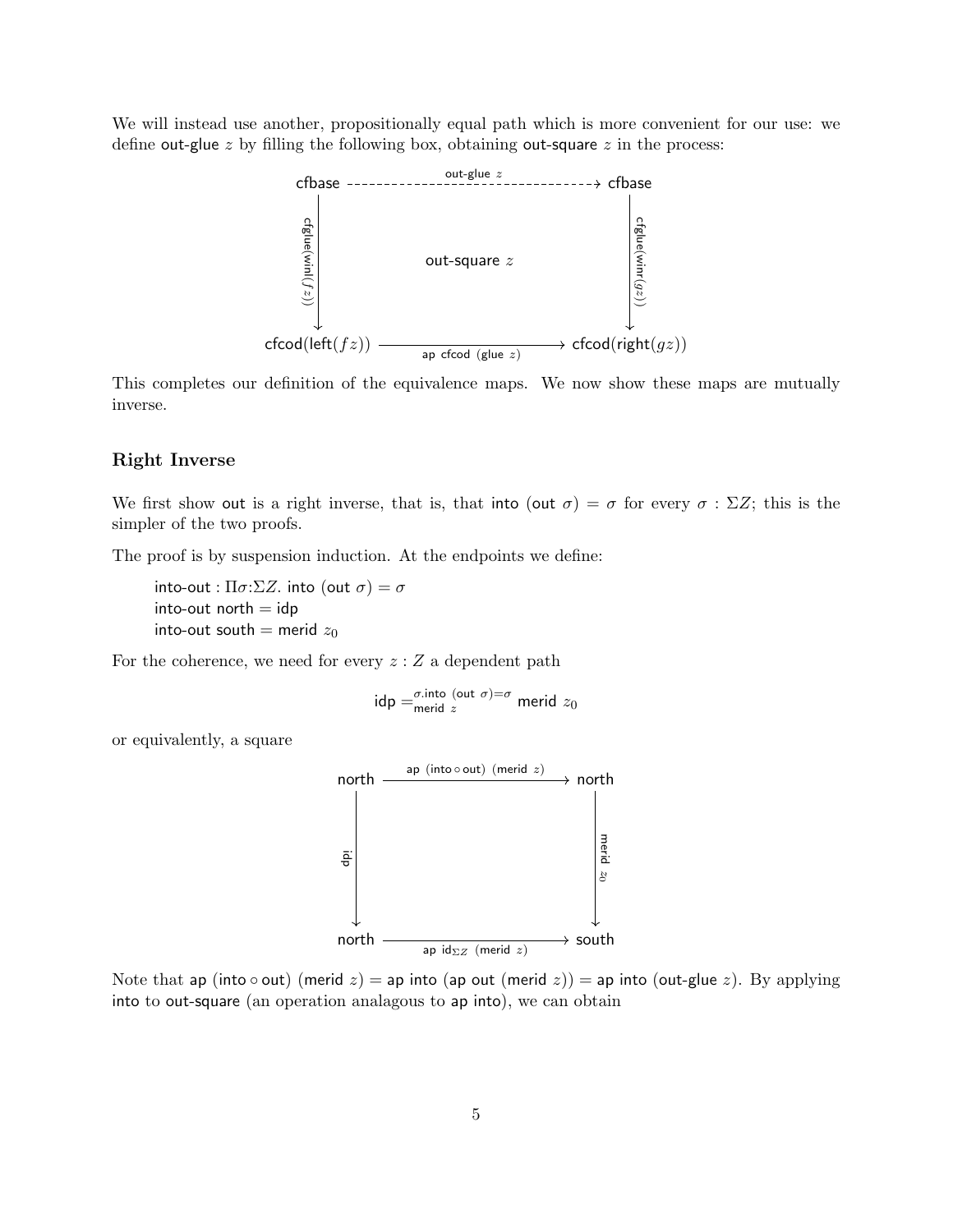We will instead use another, propositionally equal path which is more convenient for our use: we define out-glue $z$ by filling the following box, obtaining out-square $z$ in the process:

$$\begin{array}{ccc} \mathsf{cfbase} & \xrightarrow{\text{out-glue } z} & \mathsf{cfbase} \\ {\scriptstyle \mathsf{cfglue}(\mathsf{winl}(fz))}\downarrow & \text{out-square } z & \downarrow{\scriptstyle \mathsf{cfglue}(\mathsf{winr}(gz))} \\ \mathsf{cfcod}(\mathsf{left}(fz)) & \xrightarrow[\mathsf{ap}\ \mathsf{cfcod}\ (\mathsf{glue}\ z)]{} & \mathsf{cfcod}(\mathsf{right}(gz)) \end{array}$$

This completes our definition of the equivalence maps. We now show these maps are mutually inverse.

### Right Inverse

We first show out is a right inverse, that is, that into (out $\sigma$) $= \sigma$ for every $\sigma : \Sigma Z$; this is the simpler of the two proofs.

The proof is by suspension induction. At the endpoints we define:

> into-out : $\Pi\sigma{:}\Sigma Z$. into (out $\sigma$) $= \sigma$
> into-out north $=$ idp
> into-out south $=$ merid $z_0$

For the coherence, we need for every $z : Z$ a dependent path

$$\mathsf{idp} =^{\sigma.\mathsf{into}\ (\mathsf{out}\ \sigma)=\sigma}_{\mathsf{merid}\ z} \mathsf{merid}\ z_0$$

or equivalently, a square

$$\begin{array}{ccc} \mathsf{north} & \xrightarrow{\mathsf{ap}\ (\mathsf{into} \circ \mathsf{out})\ (\mathsf{merid}\ z)} & \mathsf{north} \\ {\scriptstyle \mathsf{idp}}\downarrow & & \downarrow{\scriptstyle \mathsf{merid}\ z_0} \\ \mathsf{north} & \xrightarrow[\mathsf{ap}\ \mathsf{id}_{\Sigma Z}\ (\mathsf{merid}\ z)]{} & \mathsf{south} \end{array}$$

Note that ap (into $\circ$ out) (merid $z$) $=$ ap into (ap out (merid $z$)) $=$ ap into (out-glue $z$). By applying into to out-square (an operation analagous to ap into), we can obtain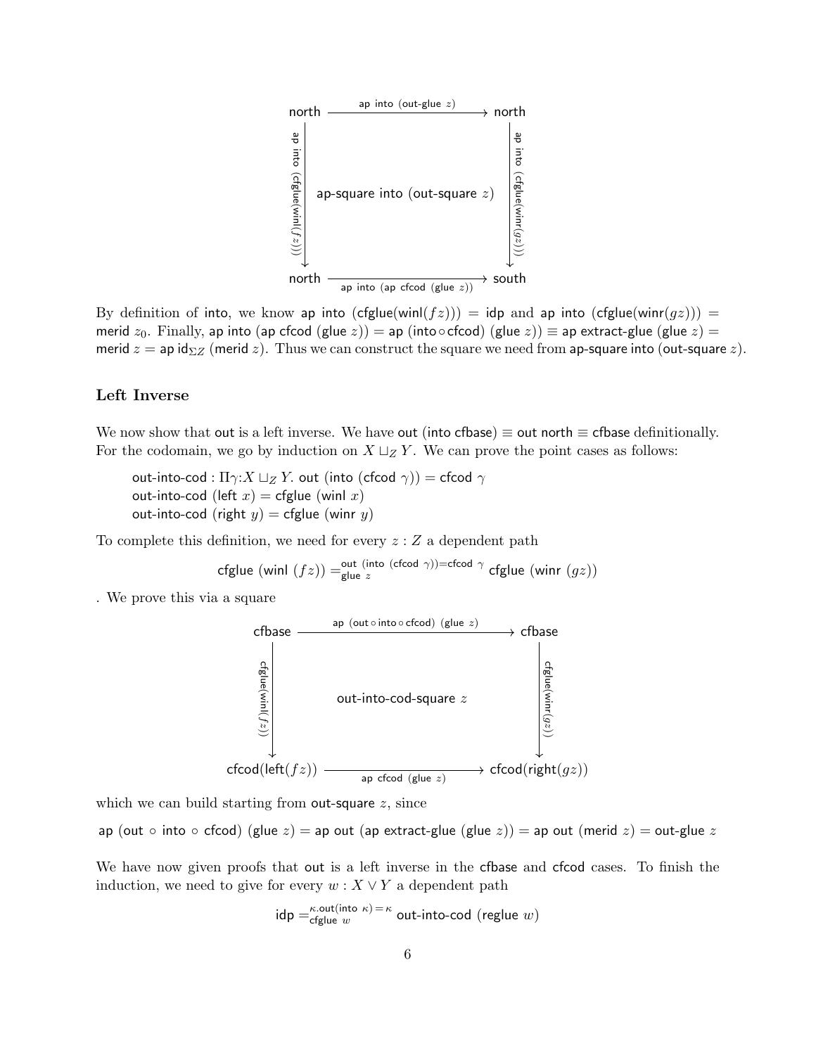$$
\begin{array}{ccc}
\mathsf{north} & \xrightarrow{\mathsf{ap\ into\ (out\text{-}glue}\ z)} & \mathsf{north} \\
{\scriptstyle \mathsf{ap\ into\ (cfglue(winl}(fz)))}\downarrow & \mathsf{ap\text{-}square\ into\ (out\text{-}square}\ z) & \downarrow{\scriptstyle \mathsf{ap\ into\ (cfglue(winr}(gz)))} \\
\mathsf{north} & \xrightarrow[\mathsf{ap\ into\ (ap\ cfcod\ (glue}\ z))]{} & \mathsf{south}
\end{array}
$$

By definition of $\mathsf{into}$, we know $\mathsf{ap\ into\ (cfglue(winl}(fz))) = \mathsf{idp}$ and $\mathsf{ap\ into\ (cfglue(winr}(gz))) = \mathsf{merid}\ z_0$. Finally, $\mathsf{ap\ into\ (ap\ cfcod\ (glue}\ z)) = \mathsf{ap\ (into} \circ \mathsf{cfcod)\ (glue}\ z) \equiv \mathsf{ap\ extract\text{-}glue\ (glue}\ z) = \mathsf{merid}\ z = \mathsf{ap\ id}_{\Sigma Z}\ (\mathsf{merid}\ z)$. Thus we can construct the square we need from $\mathsf{ap\text{-}square\ into\ (out\text{-}square}\ z)$.

### Left Inverse

We now show that $\mathsf{out}$ is a left inverse. We have $\mathsf{out\ (into\ cfbase)} \equiv \mathsf{out\ north} \equiv \mathsf{cfbase}$ definitionally. For the codomain, we go by induction on $X \sqcup_Z Y$. We can prove the point cases as follows:

$\mathsf{out\text{-}into\text{-}cod} : \Pi\gamma{:}X \sqcup_Z Y.\ \mathsf{out\ (into\ (cfcod}\ \gamma)) = \mathsf{cfcod}\ \gamma$
$\mathsf{out\text{-}into\text{-}cod\ (left}\ x) = \mathsf{cfglue\ (winl}\ x)$
$\mathsf{out\text{-}into\text{-}cod\ (right}\ y) = \mathsf{cfglue\ (winr}\ y)$

To complete this definition, we need for every $z : Z$ a dependent path

$$\mathsf{cfglue\ (winl}\ (fz)) =^{\mathsf{out\ (into\ (cfcod}\ \gamma))=\mathsf{cfcod}\ \gamma}_{\mathsf{glue}\ z} \mathsf{cfglue\ (winr}\ (gz))$$

. We prove this via a square

$$
\begin{array}{ccc}
\mathsf{cfbase} & \xrightarrow{\mathsf{ap\ (out} \circ \mathsf{into} \circ \mathsf{cfcod)\ (glue}\ z)} & \mathsf{cfbase} \\
{\scriptstyle \mathsf{cfglue(winl}(fz))}\downarrow & \mathsf{out\text{-}into\text{-}cod\text{-}square}\ z & \downarrow{\scriptstyle \mathsf{cfglue(winr}(gz))} \\
\mathsf{cfcod(left}(fz)) & \xrightarrow[\mathsf{ap\ cfcod\ (glue}\ z)]{} & \mathsf{cfcod(right}(gz))
\end{array}
$$

which we can build starting from $\mathsf{out\text{-}square}\ z$, since

$$\mathsf{ap\ (out} \circ \mathsf{into} \circ \mathsf{cfcod)\ (glue}\ z) = \mathsf{ap\ out\ (ap\ extract\text{-}glue\ (glue}\ z)) = \mathsf{ap\ out\ (merid}\ z) = \mathsf{out\text{-}glue}\ z$$

We have now given proofs that $\mathsf{out}$ is a left inverse in the $\mathsf{cfbase}$ and $\mathsf{cfcod}$ cases. To finish the induction, we need to give for every $w : X \vee Y$ a dependent path

$$\mathsf{idp} =^{\kappa.\mathsf{out(into}\ \kappa)=\kappa}_{\mathsf{cfglue}\ w} \mathsf{out\text{-}into\text{-}cod\ (reglue}\ w)$$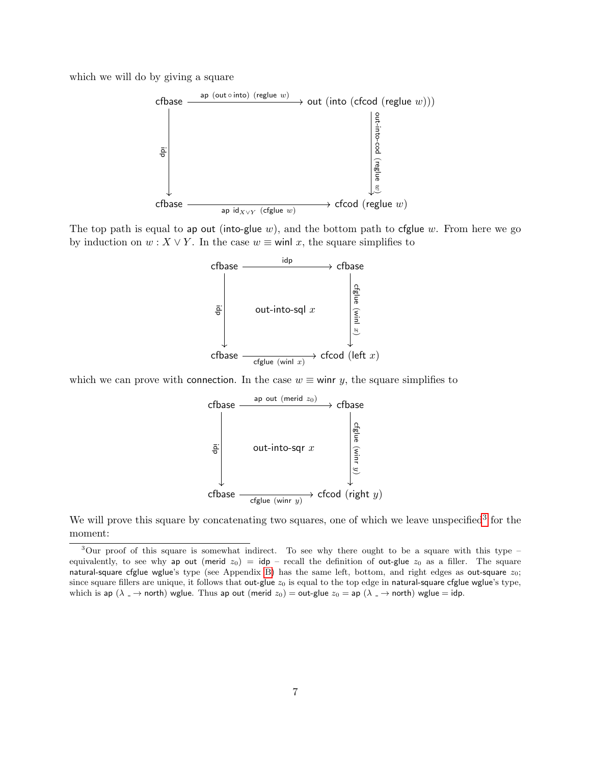which we will do by giving a square

$$
\begin{array}{ccc}
\mathsf{cfbase} & \xrightarrow{\mathsf{ap}\ (\mathsf{out} \circ \mathsf{into})\ (\mathsf{reglue}\ w)} & \mathsf{out}\ (\mathsf{into}\ (\mathsf{cfcod}\ (\mathsf{reglue}\ w))) \\
\downarrow \mathsf{idp} & & \downarrow \mathsf{out\text{-}into\text{-}cod}\ (\mathsf{reglue}\ w) \\
\mathsf{cfbase} & \xrightarrow[\mathsf{ap}\ \mathsf{id}_{X \vee Y}\ (\mathsf{cfglue}\ w)]{} & \mathsf{cfcod}\ (\mathsf{reglue}\ w)
\end{array}
$$

The top path is equal to ap out (into-glue $w$), and the bottom path to cfglue $w$. From here we go by induction on $w : X \vee Y$. In the case $w \equiv$ winl $x$, the square simplifies to

$$
\begin{array}{ccc}
\mathsf{cfbase} & \xrightarrow{\mathsf{idp}} & \mathsf{cfbase} \\
\downarrow \mathsf{idp} & \mathsf{out\text{-}into\text{-}sql}\ x & \downarrow \mathsf{cfglue}\ (\mathsf{winl}\ x) \\
\mathsf{cfbase} & \xrightarrow[\mathsf{cfglue}\ (\mathsf{winl}\ x)]{} & \mathsf{cfcod}\ (\mathsf{left}\ x)
\end{array}
$$

which we can prove with connection. In the case $w \equiv$ winr $y$, the square simplifies to

$$
\begin{array}{ccc}
\mathsf{cfbase} & \xrightarrow{\mathsf{ap}\ \mathsf{out}\ (\mathsf{merid}\ z_0)} & \mathsf{cfbase} \\
\downarrow \mathsf{idp} & \mathsf{out\text{-}into\text{-}sqr}\ x & \downarrow \mathsf{cfglue}\ (\mathsf{winr}\ y) \\
\mathsf{cfbase} & \xrightarrow[\mathsf{cfglue}\ (\mathsf{winr}\ y)]{} & \mathsf{cfcod}\ (\mathsf{right}\ y)
\end{array}
$$

We will prove this square by concatenating two squares, one of which we leave unspecified[3] for the moment:

[3] Our proof of this square is somewhat indirect. To see why there ought to be a square with this type – equivalently, to see why ap out (merid $z_0$) = idp – recall the definition of out-glue $z_0$ as a filler. The square natural-square cfglue wglue's type (see Appendix B) has the same left, bottom, and right edges as out-square $z_0$; since square fillers are unique, it follows that out-glue $z_0$ is equal to the top edge in natural-square cfglue wglue's type, which is ap ($\lambda$ _ $\to$ north) wglue. Thus ap out (merid $z_0$) = out-glue $z_0$ = ap ($\lambda$ _ $\to$ north) wglue = idp.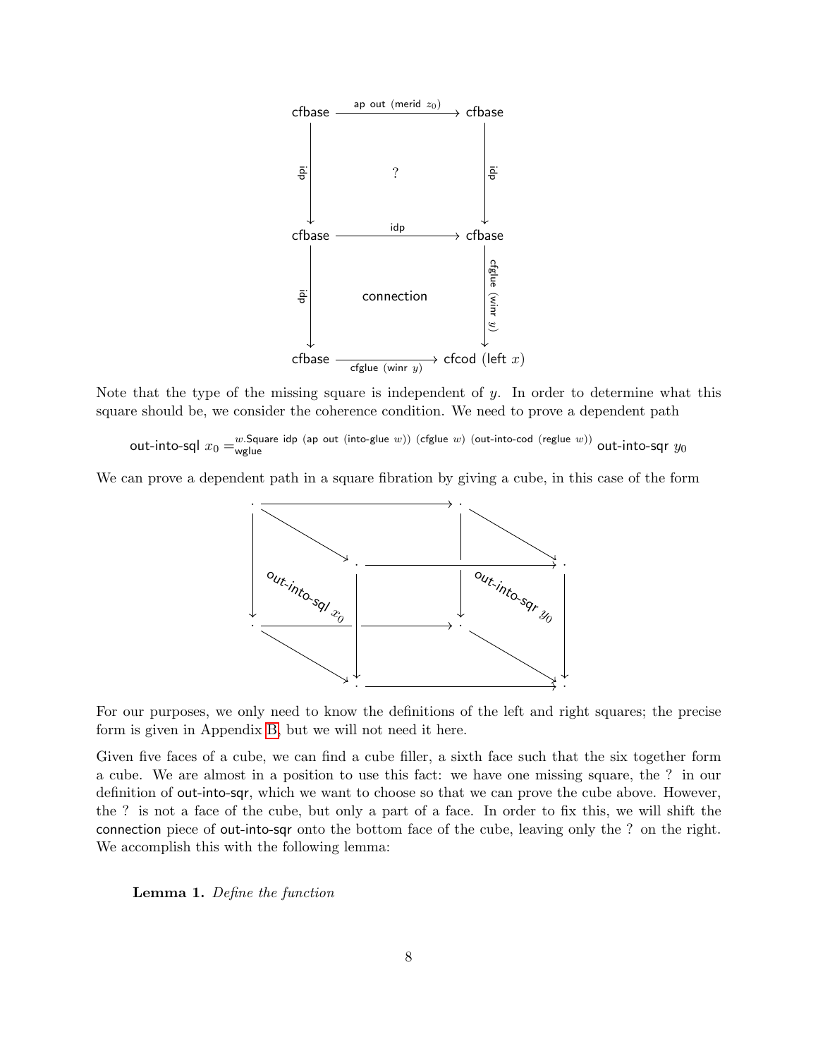$$
\begin{array}{ccc}
\mathsf{cfbase} & \xrightarrow{\mathsf{ap\ out\ (merid}\ z_0)} & \mathsf{cfbase} \\
\Big\downarrow \mathsf{idp} & ? & \Big\downarrow \mathsf{idp} \\
\mathsf{cfbase} & \xrightarrow{\mathsf{idp}} & \mathsf{cfbase} \\
\Big\downarrow \mathsf{idp} & \mathsf{connection} & \Big\downarrow \mathsf{cfglue\ (winr}\ y) \\
\mathsf{cfbase} & \xrightarrow[\mathsf{cfglue\ (winr}\ y)]{} & \mathsf{cfcod\ (left}\ x)
\end{array}
$$

Note that the type of the missing square is independent of $y$. In order to determine what this square should be, we consider the coherence condition. We need to prove a dependent path

$$
\mathsf{out\text{-}into\text{-}sql}\ x_0 =^{w.\mathsf{Square\ idp\ (ap\ out\ (into\text{-}glue}\ w))\ (\mathsf{cfglue}\ w)\ (\mathsf{out\text{-}into\text{-}cod\ (reglue}\ w))}_{\mathsf{wglue}} \mathsf{out\text{-}into\text{-}sqr}\ y_0
$$

We can prove a dependent path in a square fibration by giving a cube, in this case of the form

(Cube diagram with left face labeled $\mathsf{out\text{-}into\text{-}sql}\ x_0$ and right face labeled $\mathsf{out\text{-}into\text{-}sqr}\ y_0$.)

For our purposes, we only need to know the definitions of the left and right squares; the precise form is given in Appendix B, but we will not need it here.

Given five faces of a cube, we can find a cube filler, a sixth face such that the six together form a cube. We are almost in a position to use this fact: we have one missing square, the ? in our definition of out-into-sqr, which we want to choose so that we can prove the cube above. However, the ? is not a face of the cube, but only a part of a face. In order to fix this, we will shift the connection piece of out-into-sqr onto the bottom face of the cube, leaving only the ? on the right. We accomplish this with the following lemma:

**Lemma 1.** *Define the function*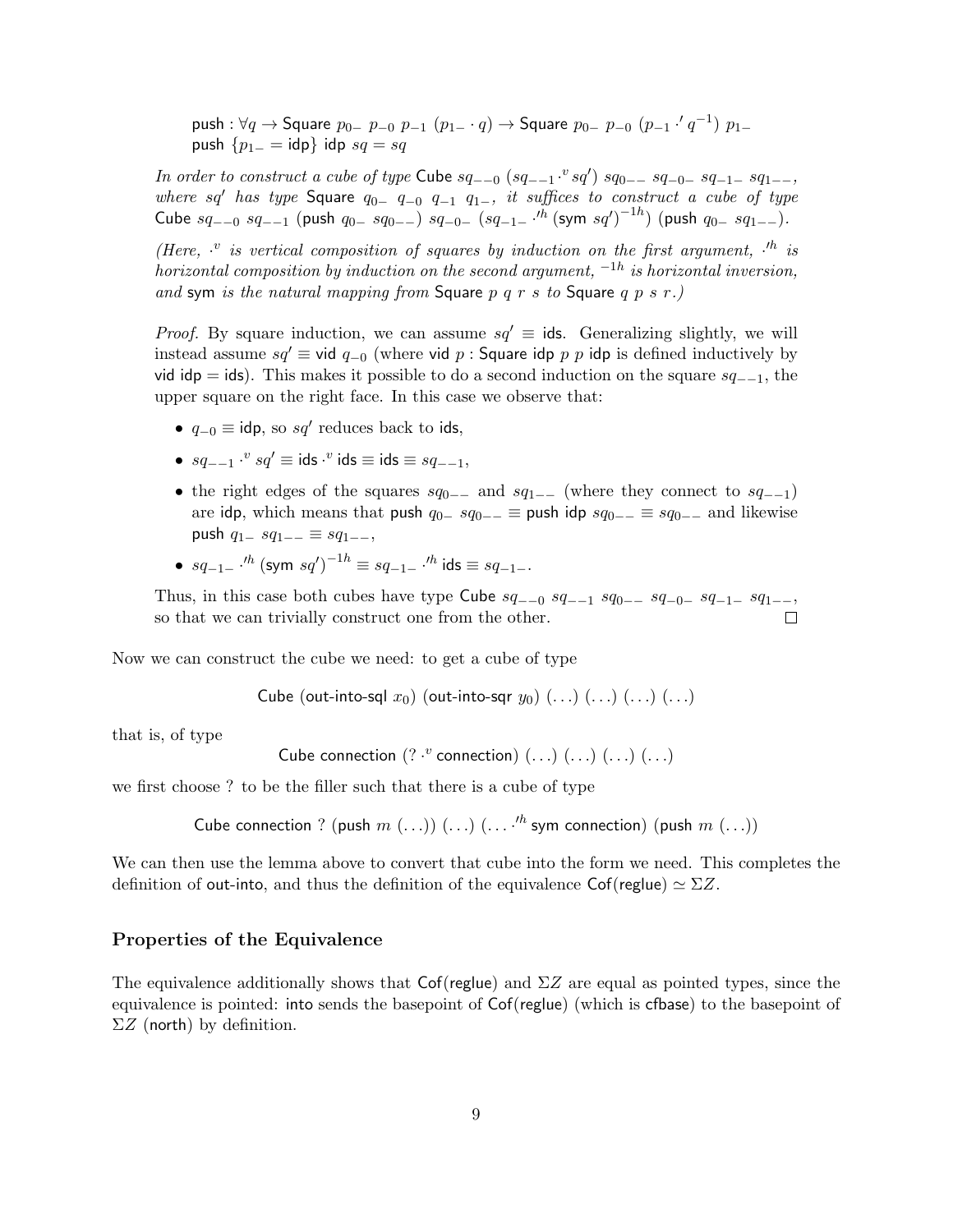$\mathsf{push} : \forall q \to \mathsf{Square}\ p_{0-}\ p_{-0}\ p_{-1}\ (p_{1-} \cdot q) \to \mathsf{Square}\ p_{0-}\ p_{-0}\ (p_{-1} \cdot' q^{-1})\ p_{1-}$
$\mathsf{push}\ \{p_{1-} = \mathsf{idp}\}\ \mathsf{idp}\ sq = sq$

*In order to construct a cube of type* $\mathsf{Cube}\ sq_{--0}\ (sq_{--1} \cdot^v sq')\ sq_{0--}\ sq_{-0-}\ sq_{-1-}\ sq_{1--}$, *where* $sq'$ *has type* $\mathsf{Square}\ q_{0-}\ q_{-0}\ q_{-1}\ q_{1-}$, *it suffices to construct a cube of type* $\mathsf{Cube}\ sq_{--0}\ sq_{--1}\ (\mathsf{push}\ q_{0-}\ sq_{0--})\ sq_{-0-}\ (sq_{-1-} \cdot'^h (\mathsf{sym}\ sq')^{-1h})\ (\mathsf{push}\ q_{0-}\ sq_{1--})$.

*(Here,* $\cdot^v$ *is vertical composition of squares by induction on the first argument,* $\cdot'^h$ *is horizontal composition by induction on the second argument,* ${}^{-1h}$ *is horizontal inversion, and* $\mathsf{sym}$ *is the natural mapping from* $\mathsf{Square}\ p\ q\ r\ s$ *to* $\mathsf{Square}\ q\ p\ s\ r$.*)*

*Proof.* By square induction, we can assume $sq' \equiv \mathsf{ids}$. Generalizing slightly, we will instead assume $sq' \equiv \mathsf{vid}\ q_{-0}$ (where $\mathsf{vid}\ p : \mathsf{Square}\ \mathsf{idp}\ p\ p\ \mathsf{idp}$ is defined inductively by $\mathsf{vid}\ \mathsf{idp} = \mathsf{ids}$). This makes it possible to do a second induction on the square $sq_{--1}$, the upper square on the right face. In this case we observe that:

- $q_{-0} \equiv \mathsf{idp}$, so $sq'$ reduces back to $\mathsf{ids}$,
- $sq_{--1} \cdot^v sq' \equiv \mathsf{ids} \cdot^v \mathsf{ids} \equiv \mathsf{ids} \equiv sq_{--1}$,
- the right edges of the squares $sq_{0--}$ and $sq_{1--}$ (where they connect to $sq_{--1}$) are $\mathsf{idp}$, which means that $\mathsf{push}\ q_{0-}\ sq_{0--} \equiv \mathsf{push}\ \mathsf{idp}\ sq_{0--} \equiv sq_{0--}$ and likewise $\mathsf{push}\ q_{1-}\ sq_{1--} \equiv sq_{1--}$,
- $sq_{-1-} \cdot'^h (\mathsf{sym}\ sq')^{-1h} \equiv sq_{-1-} \cdot'^h \mathsf{ids} \equiv sq_{-1-}$.

Thus, in this case both cubes have type $\mathsf{Cube}\ sq_{--0}\ sq_{--1}\ sq_{0--}\ sq_{-0-}\ sq_{-1-}\ sq_{1--}$, so that we can trivially construct one from the other. □

Now we can construct the cube we need: to get a cube of type

$$\mathsf{Cube}\ (\mathsf{out\text{-}into\text{-}sql}\ x_0)\ (\mathsf{out\text{-}into\text{-}sqr}\ y_0)\ (\ldots)\ (\ldots)\ (\ldots)\ (\ldots)$$

that is, of type

$$\mathsf{Cube}\ \mathsf{connection}\ (? \cdot^v \mathsf{connection})\ (\ldots)\ (\ldots)\ (\ldots)\ (\ldots)$$

we first choose ? to be the filler such that there is a cube of type

$$\mathsf{Cube}\ \mathsf{connection}\ ?\ (\mathsf{push}\ m\ (\ldots))\ (\ldots)\ (\ldots \cdot'^h \mathsf{sym}\ \mathsf{connection})\ (\mathsf{push}\ m\ (\ldots))$$

We can then use the lemma above to convert that cube into the form we need. This completes the definition of out-into, and thus the definition of the equivalence $\mathsf{Cof}(\mathsf{reglue}) \simeq \Sigma Z$.

### Properties of the Equivalence

The equivalence additionally shows that $\mathsf{Cof}(\mathsf{reglue})$ and $\Sigma Z$ are equal as pointed types, since the equivalence is pointed: into sends the basepoint of $\mathsf{Cof}(\mathsf{reglue})$ (which is cfbase) to the basepoint of $\Sigma Z$ (north) by definition.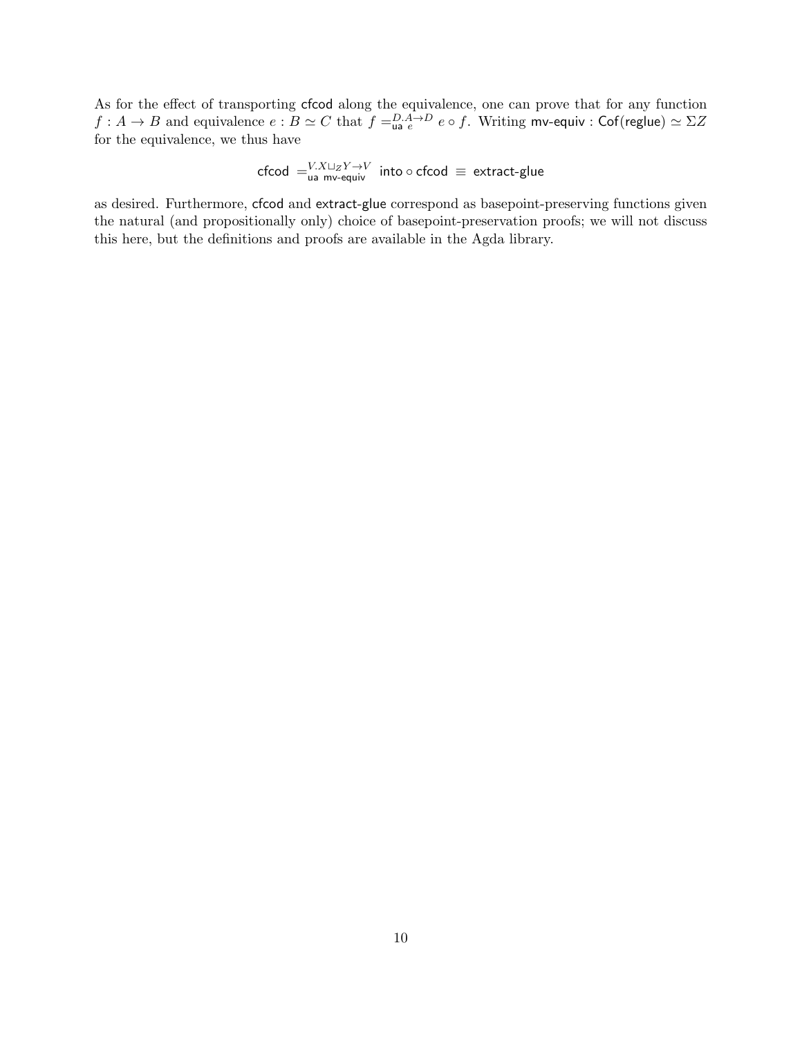As for the effect of transporting cfcod along the equivalence, one can prove that for any function $f : A \to B$ and equivalence $e : B \simeq C$ that $f =^{D.A \to D}_{\mathsf{ua}\ e} e \circ f$. Writing $\mathsf{mv\text{-}equiv} : \mathsf{Cof}(\mathsf{reglue}) \simeq \Sigma Z$ for the equivalence, we thus have

$$\mathsf{cfcod} =^{V.X \sqcup_Z Y \to V}_{\mathsf{ua}\ \mathsf{mv\text{-}equiv}} \mathsf{into} \circ \mathsf{cfcod} \equiv \mathsf{extract\text{-}glue}$$

as desired. Furthermore, cfcod and extract-glue correspond as basepoint-preserving functions given the natural (and propositionally only) choice of basepoint-preservation proofs; we will not discuss this here, but the definitions and proofs are available in the Agda library.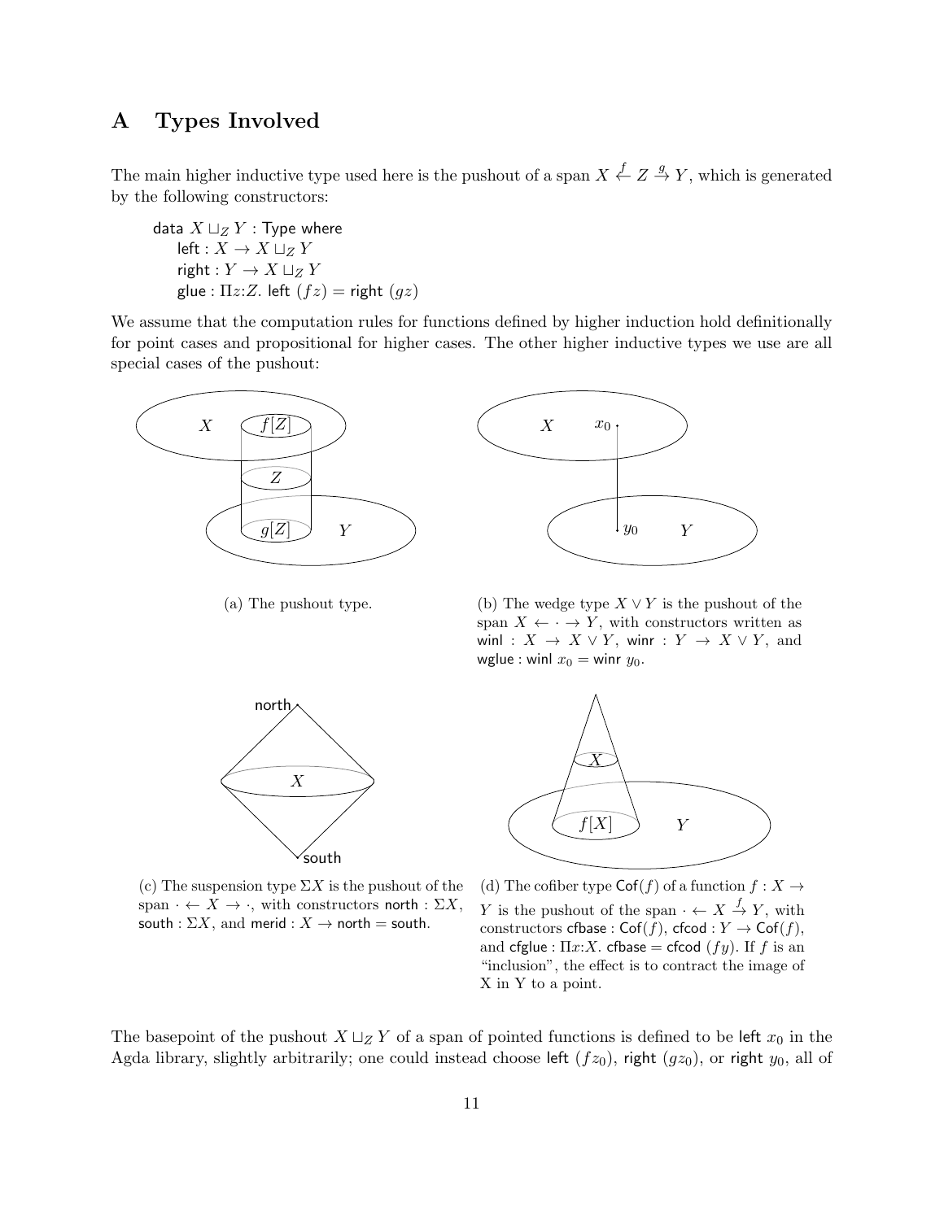## A Types Involved

The main higher inductive type used here is the pushout of a span $X \stackrel{f}{\leftarrow} Z \stackrel{g}{\rightarrow} Y$, which is generated by the following constructors:

data $X \sqcup_Z Y$ : Type where
  left : $X \to X \sqcup_Z Y$
  right : $Y \to X \sqcup_Z Y$
  glue : $\Pi z{:}Z.$ left $(fz) =$ right $(gz)$

We assume that the computation rules for functions defined by higher induction hold definitionally for point cases and propositional for higher cases. The other higher inductive types we use are all special cases of the pushout:

(a) The pushout type.

(b) The wedge type $X \vee Y$ is the pushout of the span $X \leftarrow \cdot \rightarrow Y$, with constructors written as winl : $X \to X \vee Y$, winr : $Y \to X \vee Y$, and wglue : winl $x_0 =$ winr $y_0$.

(c) The suspension type $\Sigma X$ is the pushout of the span $\cdot \leftarrow X \rightarrow \cdot$, with constructors north : $\Sigma X$, south : $\Sigma X$, and merid : $X \to$ north $=$ south.

(d) The cofiber type $\mathsf{Cof}(f)$ of a function $f : X \to Y$ is the pushout of the span $\cdot \leftarrow X \stackrel{f}{\rightarrow} Y$, with constructors cfbase : $\mathsf{Cof}(f)$, cfcod : $Y \to \mathsf{Cof}(f)$, and cfglue : $\Pi x{:}X.$ cfbase $=$ cfcod $(fy)$. If $f$ is an "inclusion", the effect is to contract the image of X in Y to a point.

The basepoint of the pushout $X \sqcup_Z Y$ of a span of pointed functions is defined to be left $x_0$ in the Agda library, slightly arbitrarily; one could instead choose left $(fz_0)$, right $(gz_0)$, or right $y_0$, all of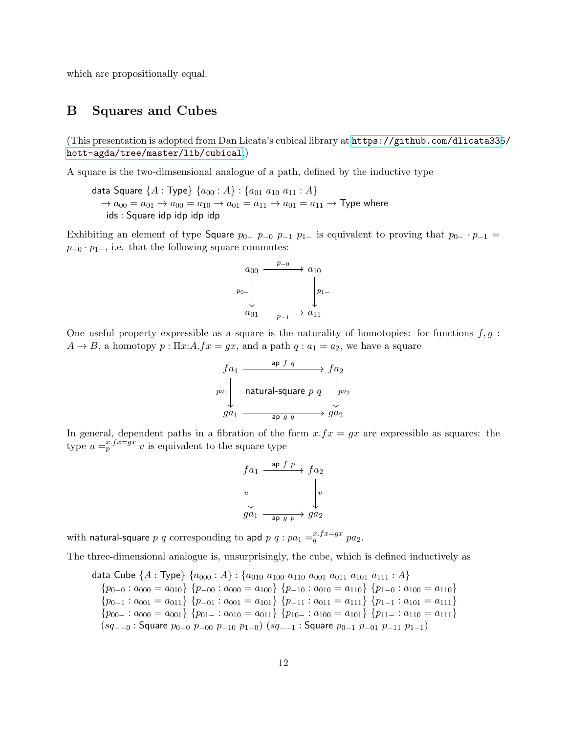which are propositionally equal.

## B Squares and Cubes

(This presentation is adopted from Dan Licata's cubical library at https://github.com/dlicata335/hott-agda/tree/master/lib/cubical.)

A square is the two-dimsensional analogue of a path, defined by the inductive type

```
data Square {A : Type} {a00 : A} : {a01 a10 a11 : A}
  → a00 = a01 → a00 = a10 → a01 = a11 → a01 = a11 → Type where
  ids : Square idp idp idp idp
```

Exhibiting an element of type Square $p_{0-}$ $p_{-0}$ $p_{-1}$ $p_{1-}$ is equivalent to proving that $p_{0-} \cdot p_{-1} = p_{-0} \cdot p_{1-}$, i.e. that the following square commutes:

$$\begin{array}{ccc} a_{00} & \xrightarrow{p_{-0}} & a_{10} \\ {\scriptstyle p_{0-}}\downarrow & & \downarrow{\scriptstyle p_{1-}} \\ a_{01} & \xrightarrow[p_{-1}]{} & a_{11} \end{array}$$

One useful property expressible as a square is the naturality of homotopies: for functions $f, g : A \to B$, a homotopy $p : \Pi x{:}A. fx = gx$, and a path $q : a_1 = a_2$, we have a square

$$\begin{array}{ccc} fa_1 & \xrightarrow{\mathsf{ap}\ f\ q} & fa_2 \\ {\scriptstyle pa_1}\downarrow & \mathsf{natural\text{-}square}\ p\ q & \downarrow{\scriptstyle pa_2} \\ ga_1 & \xrightarrow[\mathsf{ap}\ g\ q]{} & ga_2 \end{array}$$

In general, dependent paths in a fibration of the form $x.fx = gx$ are expressible as squares: the type $u =_p^{x.fx=gx} v$ is equivalent to the square type

$$\begin{array}{ccc} fa_1 & \xrightarrow{\mathsf{ap}\ f\ p} & fa_2 \\ {\scriptstyle u}\downarrow & & \downarrow{\scriptstyle v} \\ ga_1 & \xrightarrow[\mathsf{ap}\ g\ p]{} & ga_2 \end{array}$$

with natural-square $p$ $q$ corresponding to apd $p$ $q$ : $pa_1 =_q^{x.fx=gx} pa_2$.

The three-dimensional analogue is, unsurprisingly, the cube, which is defined inductively as

```
data Cube {A : Type} {a000 : A} : {a010 a100 a110 a001 a011 a101 a111 : A}
  {p0-0 : a000 = a010} {p-00 : a000 = a100} {p-10 : a010 = a110} {p1-0 : a100 = a110}
  {p0-1 : a001 = a011} {p-01 : a001 = a101} {p-11 : a011 = a111} {p1-1 : a101 = a111}
  {p00- : a000 = a001} {p01- : a010 = a011} {p10- : a100 = a101} {p11- : a110 = a111}
  (sq--0 : Square p0-0 p-00 p-10 p1-0) (sq--1 : Square p0-1 p-01 p-11 p1-1)
```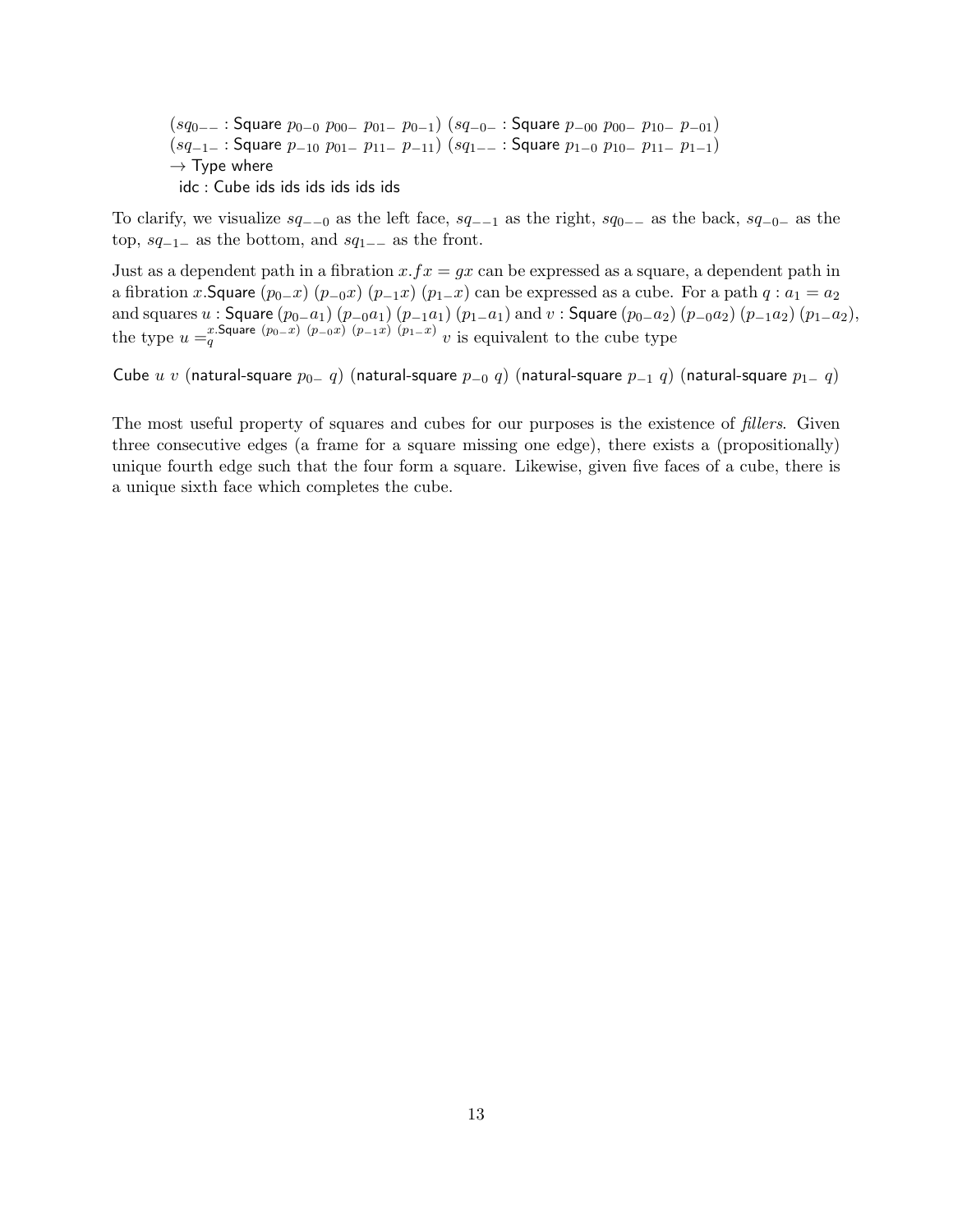```
(sq0−− : Square p0−0 p00− p01− p0−1) (sq−0− : Square p−00 p00− p10− p−01)
(sq−1− : Square p−10 p01− p11− p−11) (sq1−− : Square p1−0 p10− p11− p1−1)
→ Type where
  idc : Cube ids ids ids ids ids ids
```

To clarify, we visualize $sq_{--0}$ as the left face, $sq_{--1}$ as the right, $sq_{0--}$ as the back, $sq_{-0-}$ as the top, $sq_{-1-}$ as the bottom, and $sq_{1--}$ as the front.

Just as a dependent path in a fibration $x.fx = gx$ can be expressed as a square, a dependent path in a fibration $x.\mathsf{Square}\ (p_{0-}x)\ (p_{-0}x)\ (p_{-1}x)\ (p_{1-}x)$ can be expressed as a cube. For a path $q : a_1 = a_2$ and squares $u : \mathsf{Square}\ (p_{0-}a_1)\ (p_{-0}a_1)\ (p_{-1}a_1)\ (p_{1-}a_1)$ and $v : \mathsf{Square}\ (p_{0-}a_2)\ (p_{-0}a_2)\ (p_{-1}a_2)\ (p_{1-}a_2)$, the type $u =_q^{x.\mathsf{Square}\ (p_{0-}x)\ (p_{-0}x)\ (p_{-1}x)\ (p_{1-}x)} v$ is equivalent to the cube type

$$\mathsf{Cube}\ u\ v\ (\mathsf{natural\text{-}square}\ p_{0-}\ q)\ (\mathsf{natural\text{-}square}\ p_{-0}\ q)\ (\mathsf{natural\text{-}square}\ p_{-1}\ q)\ (\mathsf{natural\text{-}square}\ p_{1-}\ q)$$

The most useful property of squares and cubes for our purposes is the existence of *fillers*. Given three consecutive edges (a frame for a square missing one edge), there exists a (propositionally) unique fourth edge such that the four form a square. Likewise, given five faces of a cube, there is a unique sixth face which completes the cube.